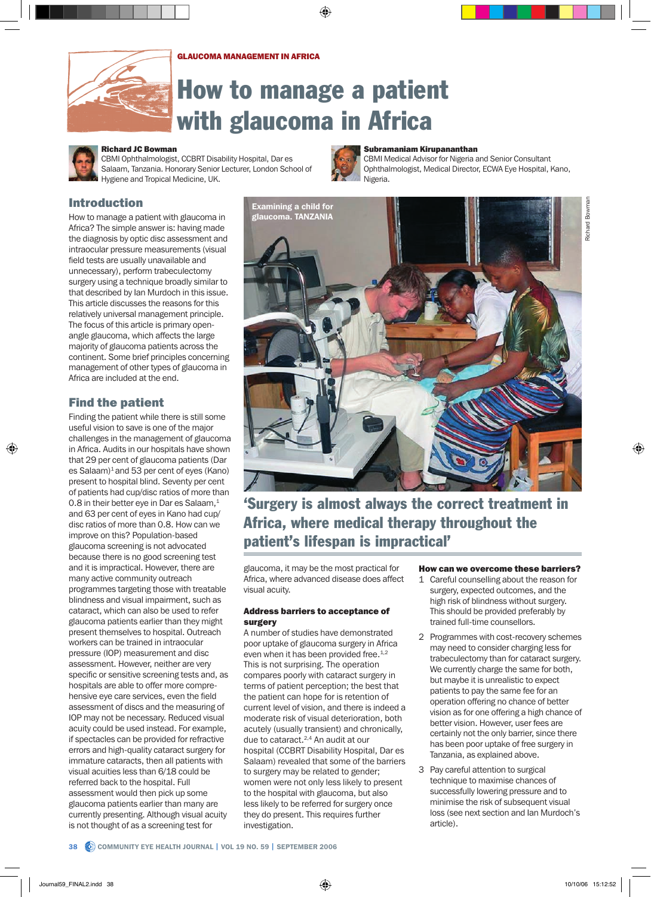GLAUCOMA MANAGEMENT IN AFRICA

# How to manage a patient with glaucoma in Africa

**Richard JC Bowman**
CBMI Ophthalmologist, CCBRT Disability Hospital, Dar es Salaam, Tanzania. Honorary Senior Lecturer, London School of Hygiene and Tropical Medicine, UK.

**Subramaniam Kirupananthan**
CBMI Medical Advisor for Nigeria and Senior Consultant Ophthalmologist, Medical Director, ECWA Eye Hospital, Kano, Nigeria.

## Introduction

How to manage a patient with glaucoma in Africa? The simple answer is: having made the diagnosis by optic disc assessment and intraocular pressure measurements (visual field tests are usually unavailable and unnecessary), perform trabeculectomy surgery using a technique broadly similar to that described by Ian Murdoch in this issue. This article discusses the reasons for this relatively universal management principle. The focus of this article is primary open-angle glaucoma, which affects the large majority of glaucoma patients across the continent. Some brief principles concerning management of other types of glaucoma in Africa are included at the end.

## Find the patient

Finding the patient while there is still some useful vision to save is one of the major challenges in the management of glaucoma in Africa. Audits in our hospitals have shown that 29 per cent of glaucoma patients (Dar es Salaam)[1] and 53 per cent of eyes (Kano) present to hospital blind. Seventy per cent of patients had cup/disc ratios of more than 0.8 in their better eye in Dar es Salaam,[1] and 63 per cent of eyes in Kano had cup/disc ratios of more than 0.8. How can we improve on this? Population-based glaucoma screening is not advocated because there is no good screening test and it is impractical. However, there are many active community outreach programmes targeting those with treatable blindness and visual impairment, such as cataract, which can also be used to refer glaucoma patients earlier than they might present themselves to hospital. Outreach workers can be trained in intraocular pressure (IOP) measurement and disc assessment. However, neither are very specific or sensitive screening tests and, as hospitals are able to offer more comprehensive eye care services, even the field assessment of discs and the measuring of IOP may not be necessary. Reduced visual acuity could be used instead. For example, if spectacles can be provided for refractive errors and high-quality cataract surgery for immature cataracts, then all patients with visual acuities less than 6/18 could be referred back to the hospital. Full assessment would then pick up some glaucoma patients earlier than many are currently presenting. Although visual acuity is not thought of as a screening test for glaucoma, it may be the most practical for Africa, where advanced disease does affect visual acuity.

Examining a child for glaucoma. TANZANIA

Richard Bowman

**'Surgery is almost always the correct treatment in Africa, where medical therapy throughout the patient's lifespan is impractical'**

### Address barriers to acceptance of surgery

A number of studies have demonstrated poor uptake of glaucoma surgery in Africa even when it has been provided free.[1,2] This is not surprising. The operation compares poorly with cataract surgery in terms of patient perception; the best that the patient can hope for is retention of current level of vision, and there is indeed a moderate risk of visual deterioration, both acutely (usually transient) and chronically, due to cataract.[2,4] An audit at our hospital (CCBRT Disability Hospital, Dar es Salaam) revealed that some of the barriers to surgery may be related to gender; women were not only less likely to present to the hospital with glaucoma, but also less likely to be referred for surgery once they do present. This requires further investigation.

### How can we overcome these barriers?

1. Careful counselling about the reason for surgery, expected outcomes, and the high risk of blindness without surgery. This should be provided preferably by trained full-time counsellors.
2. Programmes with cost-recovery schemes may need to consider charging less for trabeculectomy than for cataract surgery. We currently charge the same for both, but maybe it is unrealistic to expect patients to pay the same fee for an operation offering no chance of better vision as for one offering a high chance of better vision. However, user fees are certainly not the only barrier, since there has been poor uptake of free surgery in Tanzania, as explained above.
3. Pay careful attention to surgical technique to maximise chances of successfully lowering pressure and to minimise the risk of subsequent visual loss (see next section and Ian Murdoch's article).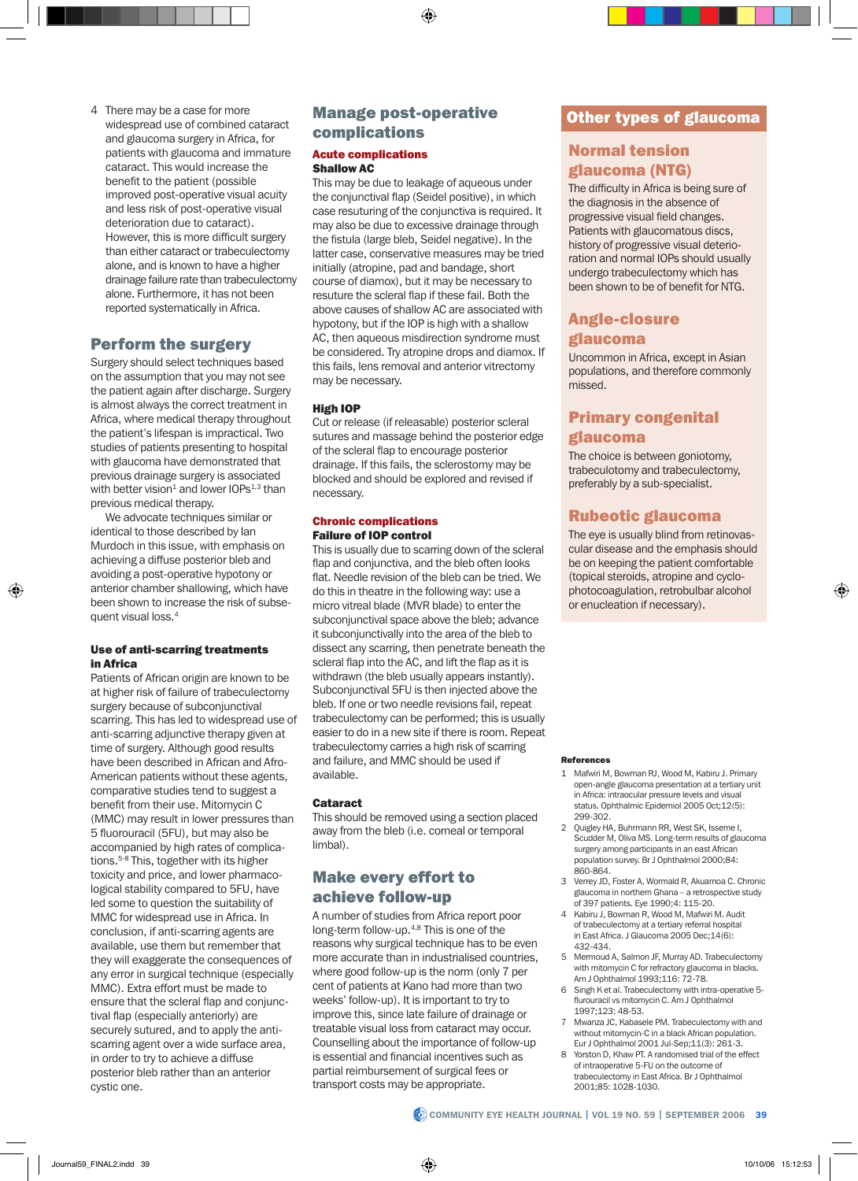4. There may be a case for more widespread use of combined cataract and glaucoma surgery in Africa, for patients with glaucoma and immature cataract. This would increase the benefit to the patient (possible improved post-operative visual acuity and less risk of post-operative visual deterioration due to cataract). However, this is more difficult surgery than either cataract or trabeculectomy alone, and is known to have a higher drainage failure rate than trabeculectomy alone. Furthermore, it has not been reported systematically in Africa.

## Perform the surgery

Surgery should select techniques based on the assumption that you may not see the patient again after discharge. Surgery is almost always the correct treatment in Africa, where medical therapy throughout the patient's lifespan is impractical. Two studies of patients presenting to hospital with glaucoma have demonstrated that previous drainage surgery is associated with better vision[1] and lower IOPs[1,3] than previous medical therapy.

We advocate techniques similar or identical to those described by Ian Murdoch in this issue, with emphasis on achieving a diffuse posterior bleb and avoiding a post-operative hypotony or anterior chamber shallowing, which have been shown to increase the risk of subsequent visual loss.[4]

### Use of anti-scarring treatments in Africa

Patients of African origin are known to be at higher risk of failure of trabeculectomy surgery because of subconjunctival scarring. This has led to widespread use of anti-scarring adjunctive therapy given at time of surgery. Although good results have been described in African and Afro-American patients without these agents, comparative studies tend to suggest a benefit from their use. Mitomycin C (MMC) may result in lower pressures than 5 fluorouracil (5FU), but may also be accompanied by high rates of complications.[5-8] This, together with its higher toxicity and price, and lower pharmacological stability compared to 5FU, have led some to question the suitability of MMC for widespread use in Africa. In conclusion, if anti-scarring agents are available, use them but remember that they will exaggerate the consequences of any error in surgical technique (especially MMC). Extra effort must be made to ensure that the scleral flap and conjunctival flap (especially anteriorly) are securely sutured, and to apply the anti-scarring agent over a wide surface area, in order to try to achieve a diffuse posterior bleb rather than an anterior cystic one.

## Manage post-operative complications

### Acute complications

**Shallow AC**

This may be due to leakage of aqueous under the conjunctival flap (Seidel positive), in which case resuturing of the conjunctiva is required. It may also be due to excessive drainage through the fistula (large bleb, Seidel negative). In the latter case, conservative measures may be tried initially (atropine, pad and bandage, short course of diamox), but it may be necessary to resuture the scleral flap if these fail. Both the above causes of shallow AC are associated with hypotony, but if the IOP is high with a shallow AC, then aqueous misdirection syndrome must be considered. Try atropine drops and diamox. If this fails, lens removal and anterior vitrectomy may be necessary.

**High IOP**

Cut or release (if releasable) posterior scleral sutures and massage behind the posterior edge of the scleral flap to encourage posterior drainage. If this fails, the sclerostomy may be blocked and should be explored and revised if necessary.

### Chronic complications

**Failure of IOP control**

This is usually due to scarring down of the scleral flap and conjunctiva, and the bleb often looks flat. Needle revision of the bleb can be tried. We do this in theatre in the following way: use a micro vitreal blade (MVR blade) to enter the subconjunctival space above the bleb; advance it subconjunctivally into the area of the bleb to dissect any scarring, then penetrate beneath the scleral flap into the AC, and lift the flap as it is withdrawn (the bleb usually appears instantly). Subconjunctival 5FU is then injected above the bleb. If one or two needle revisions fail, repeat trabeculectomy can be performed; this is usually easier to do in a new site if there is room. Repeat trabeculectomy carries a high risk of scarring and failure, and MMC should be used if available.

**Cataract**

This should be removed using a section placed away from the bleb (i.e. corneal or temporal limbal).

## Make every effort to achieve follow-up

A number of studies from Africa report poor long-term follow-up.[4,8] This is one of the reasons why surgical technique has to be even more accurate than in industrialised countries, where good follow-up is the norm (only 7 per cent of patients at Kano had more than two weeks' follow-up). It is important to try to improve this, since late failure of drainage or treatable visual loss from cataract may occur. Counselling about the importance of follow-up is essential and financial incentives such as partial reimbursement of surgical fees or transport costs may be appropriate.

## Other types of glaucoma

### Normal tension glaucoma (NTG)

The difficulty in Africa is being sure of the diagnosis in the absence of progressive visual field changes. Patients with glaucomatous discs, history of progressive visual deterioration and normal IOPs should usually undergo trabeculectomy which has been shown to be of benefit for NTG.

### Angle-closure glaucoma

Uncommon in Africa, except in Asian populations, and therefore commonly missed.

### Primary congenital glaucoma

The choice is between goniotomy, trabeculotomy and trabeculectomy, preferably by a sub-specialist.

### Rubeotic glaucoma

The eye is usually blind from retinovascular disease and the emphasis should be on keeping the patient comfortable (topical steroids, atropine and cyclophotocoagulation, retrobulbar alcohol or enucleation if necessary).

**References**

1. Mafwiri M, Bowman RJ, Wood M, Kabiru J. Primary open-angle glaucoma presentation at a tertiary unit in Africa: intraocular pressure levels and visual status. Ophthalmic Epidemiol 2005 Oct;12(5): 299-302.
2. Quigley HA, Buhrmann RR, West SK, Isseme I, Scudder M, Oliva MS. Long-term results of glaucoma surgery among participants in an east African population survey. Br J Ophthalmol 2000;84: 860-864.
3. Verrey JD, Foster A, Wormald R, Akuamoa C. Chronic glaucoma in northern Ghana – a retrospective study of 397 patients. Eye 1990;4: 115-20.
4. Kabiru J, Bowman R, Wood M, Mafwiri M. Audit of trabeculectomy at a tertiary referral hospital in East Africa. J Glaucoma 2005 Dec;14(6): 432-434.
5. Mermoud A, Salmon JF, Murray AD. Trabeculectomy with mitomycin C for refractory glaucoma in blacks. Am J Ophthalmol 1993;116: 72-78.
6. Singh K et al. Trabeculectomy with intra-operative 5-flurouracil vs mitomycin C. Am J Ophthalmol 1997;123: 48-53.
7. Mwanza JC, Kabasele PM. Trabeculectomy with and without mitomycin-C in a black African population. Eur J Ophthalmol 2001 Jul-Sep;11(3): 261-3.
8. Yorston D, Khaw PT. A randomised trial of the effect of intraoperative 5-FU on the outcome of trabeculectomy in East Africa. Br J Ophthalmol 2001;85: 1028-1030.